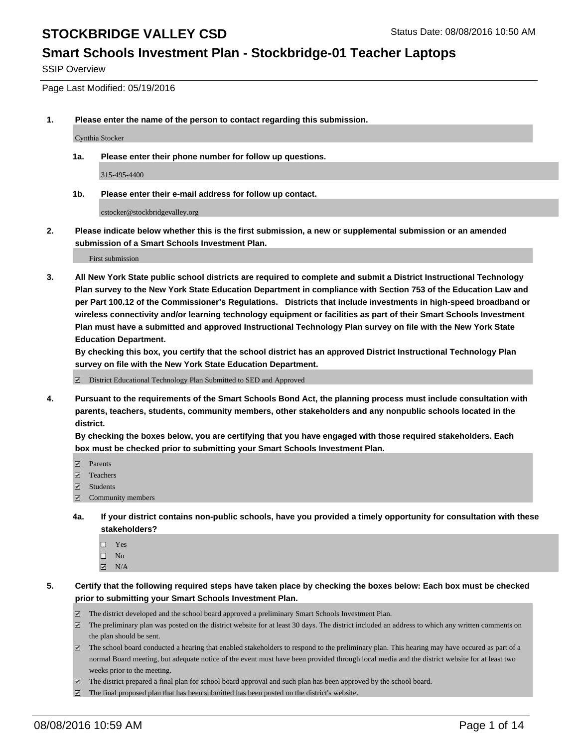# STOCKBRIDGE VALLEY CSD

Status Date: 08/08/2016 10:50 AM

## Smart Schools Investment Plan - Stockbridge-01 Teacher Laptops

SSIP Overview

Page Last Modified: 05/19/2016

**1. Please enter the name of the person to contact regarding this submission.**

Cynthia Stocker

**1a. Please enter their phone number for follow up questions.**

315-495-4400

**1b. Please enter their e-mail address for follow up contact.**

cstocker@stockbridgevalley.org

**2. Please indicate below whether this is the first submission, a new or supplemental submission or an amended submission of a Smart Schools Investment Plan.**

First submission

**3. All New York State public school districts are required to complete and submit a District Instructional Technology Plan survey to the New York State Education Department in compliance with Section 753 of the Education Law and per Part 100.12 of the Commissioner's Regulations. Districts that include investments in high-speed broadband or wireless connectivity and/or learning technology equipment or facilities as part of their Smart Schools Investment Plan must have a submitted and approved Instructional Technology Plan survey on file with the New York State Education Department.**

**By checking this box, you certify that the school district has an approved District Instructional Technology Plan survey on file with the New York State Education Department.**

☑ District Educational Technology Plan Submitted to SED and Approved

**4. Pursuant to the requirements of the Smart Schools Bond Act, the planning process must include consultation with parents, teachers, students, community members, other stakeholders and any nonpublic schools located in the district.**

**By checking the boxes below, you are certifying that you have engaged with those required stakeholders. Each box must be checked prior to submitting your Smart Schools Investment Plan.**

☑ Parents
☑ Teachers
☑ Students
☑ Community members

**4a. If your district contains non-public schools, have you provided a timely opportunity for consultation with these stakeholders?**

☐ Yes
☐ No
☑ N/A

**5. Certify that the following required steps have taken place by checking the boxes below: Each box must be checked prior to submitting your Smart Schools Investment Plan.**

☑ The district developed and the school board approved a preliminary Smart Schools Investment Plan.
☑ The preliminary plan was posted on the district website for at least 30 days. The district included an address to which any written comments on the plan should be sent.
☑ The school board conducted a hearing that enabled stakeholders to respond to the preliminary plan. This hearing may have occured as part of a normal Board meeting, but adequate notice of the event must have been provided through local media and the district website for at least two weeks prior to the meeting.
☑ The district prepared a final plan for school board approval and such plan has been approved by the school board.
☑ The final proposed plan that has been submitted has been posted on the district's website.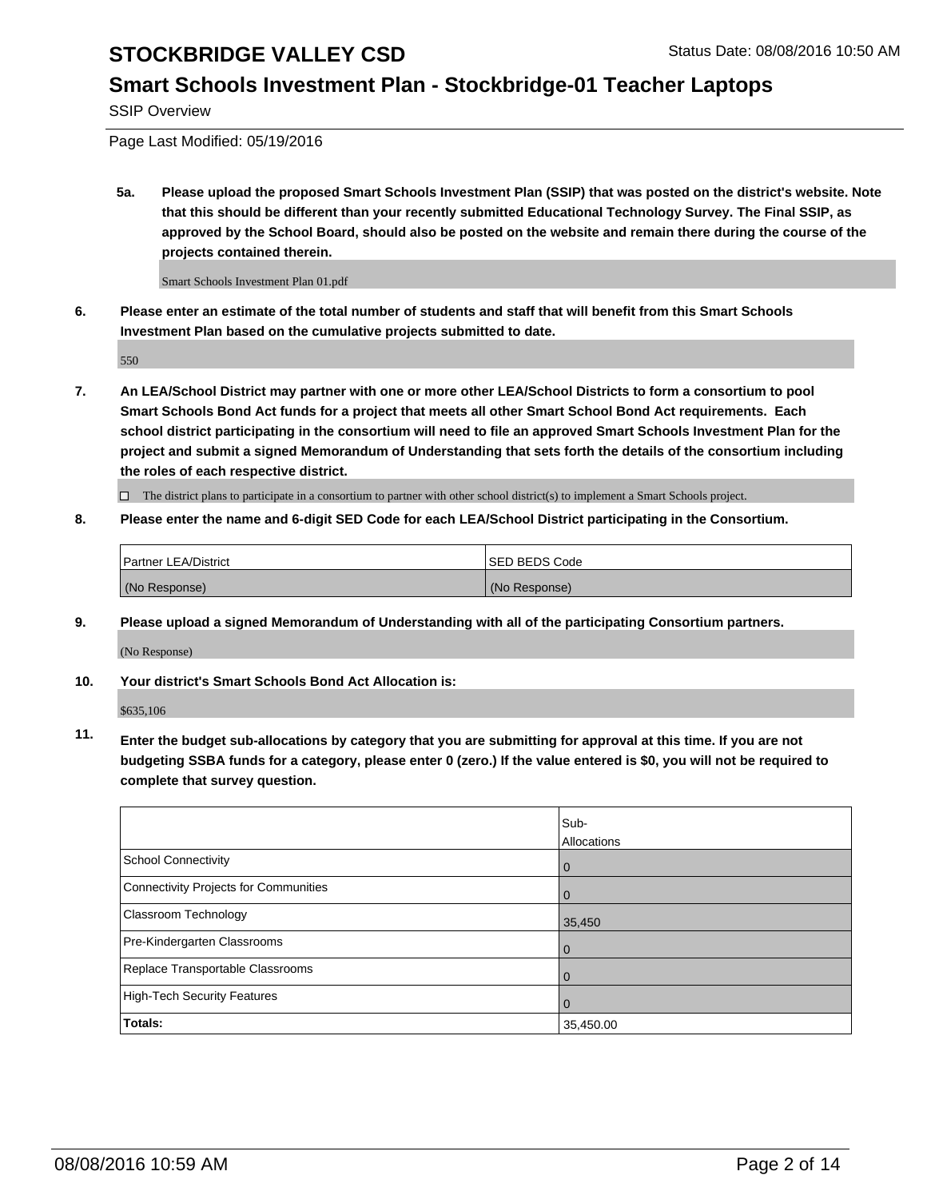# STOCKBRIDGE VALLEY CSD

Status Date: 08/08/2016 10:50 AM

## Smart Schools Investment Plan - Stockbridge-01 Teacher Laptops

SSIP Overview

Page Last Modified: 05/19/2016

**5a. Please upload the proposed Smart Schools Investment Plan (SSIP) that was posted on the district's website. Note that this should be different than your recently submitted Educational Technology Survey. The Final SSIP, as approved by the School Board, should also be posted on the website and remain there during the course of the projects contained therein.**

Smart Schools Investment Plan 01.pdf

**6. Please enter an estimate of the total number of students and staff that will benefit from this Smart Schools Investment Plan based on the cumulative projects submitted to date.**

550

**7. An LEA/School District may partner with one or more other LEA/School Districts to form a consortium to pool Smart Schools Bond Act funds for a project that meets all other Smart School Bond Act requirements. Each school district participating in the consortium will need to file an approved Smart Schools Investment Plan for the project and submit a signed Memorandum of Understanding that sets forth the details of the consortium including the roles of each respective district.**

☐ The district plans to participate in a consortium to partner with other school district(s) to implement a Smart Schools project.

**8. Please enter the name and 6-digit SED Code for each LEA/School District participating in the Consortium.**

| Partner LEA/District | SED BEDS Code |
|---|---|
| (No Response) | (No Response) |

**9. Please upload a signed Memorandum of Understanding with all of the participating Consortium partners.**

(No Response)

**10. Your district's Smart Schools Bond Act Allocation is:**

$635,106

**11. Enter the budget sub-allocations by category that you are submitting for approval at this time. If you are not budgeting SSBA funds for a category, please enter 0 (zero.) If the value entered is $0, you will not be required to complete that survey question.**

| | Sub-Allocations |
|---|---|
| School Connectivity | 0 |
| Connectivity Projects for Communities | 0 |
| Classroom Technology | 35,450 |
| Pre-Kindergarten Classrooms | 0 |
| Replace Transportable Classrooms | 0 |
| High-Tech Security Features | 0 |
| **Totals:** | 35,450.00 |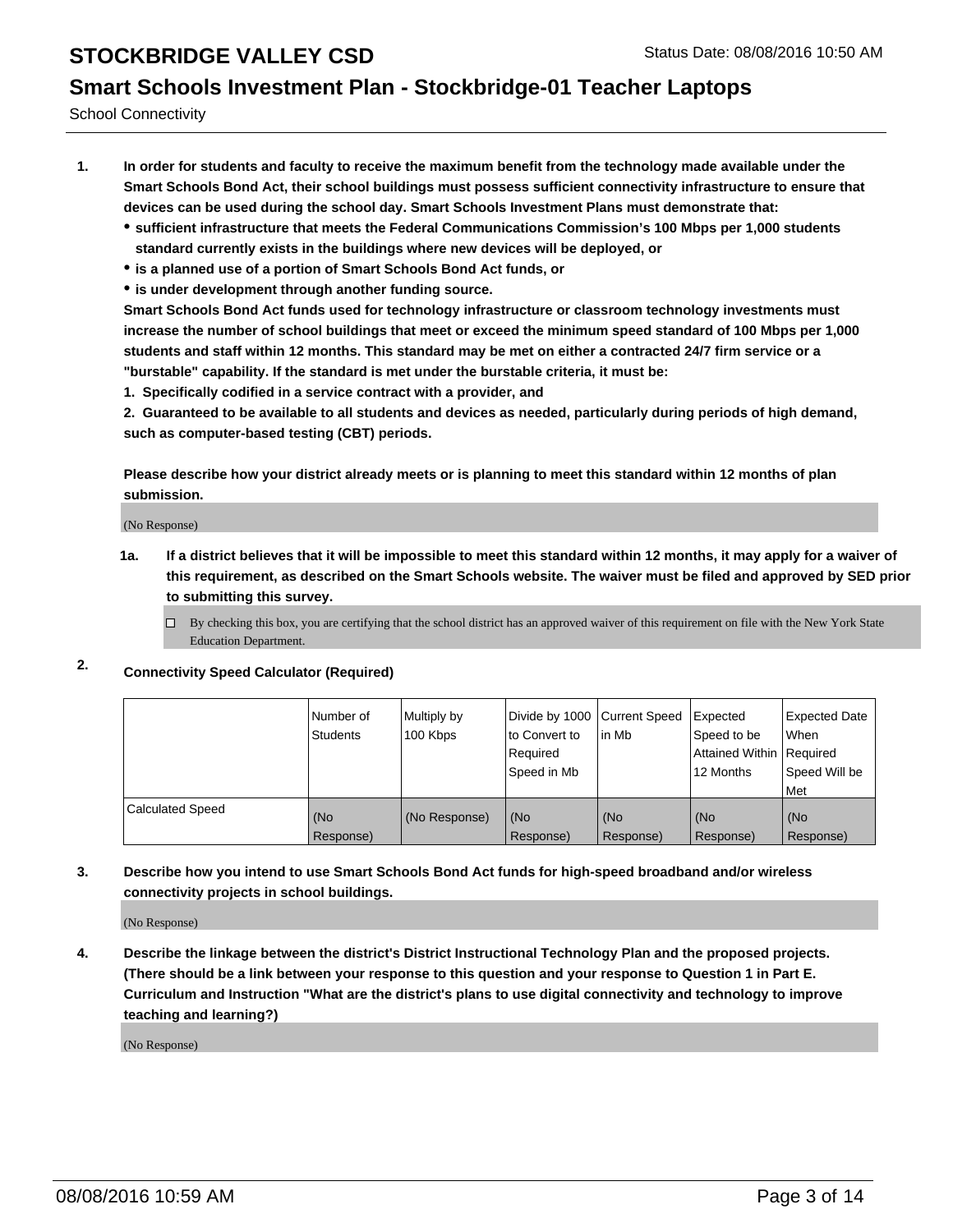# STOCKBRIDGE VALLEY CSD

Status Date: 08/08/2016 10:50 AM

## Smart Schools Investment Plan - Stockbridge-01 Teacher Laptops

School Connectivity

1. **In order for students and faculty to receive the maximum benefit from the technology made available under the Smart Schools Bond Act, their school buildings must possess sufficient connectivity infrastructure to ensure that devices can be used during the school day. Smart Schools Investment Plans must demonstrate that:**
   - **sufficient infrastructure that meets the Federal Communications Commission's 100 Mbps per 1,000 students standard currently exists in the buildings where new devices will be deployed, or**
   - **is a planned use of a portion of Smart Schools Bond Act funds, or**
   - **is under development through another funding source.**

   **Smart Schools Bond Act funds used for technology infrastructure or classroom technology investments must increase the number of school buildings that meet or exceed the minimum speed standard of 100 Mbps per 1,000 students and staff within 12 months. This standard may be met on either a contracted 24/7 firm service or a "burstable" capability. If the standard is met under the burstable criteria, it must be:**

   **1. Specifically codified in a service contract with a provider, and**

   **2. Guaranteed to be available to all students and devices as needed, particularly during periods of high demand, such as computer-based testing (CBT) periods.**

   **Please describe how your district already meets or is planning to meet this standard within 12 months of plan submission.**

   (No Response)

   **1a. If a district believes that it will be impossible to meet this standard within 12 months, it may apply for a waiver of this requirement, as described on the Smart Schools website. The waiver must be filed and approved by SED prior to submitting this survey.**

   ☐ By checking this box, you are certifying that the school district has an approved waiver of this requirement on file with the New York State Education Department.

2. **Connectivity Speed Calculator (Required)**

| | Number of Students | Multiply by 100 Kbps | Divide by 1000 to Convert to Required Speed in Mb | Current Speed in Mb | Expected Speed to be Attained Within 12 Months | Expected Date When Required Speed Will be Met |
|---|---|---|---|---|---|---|
| Calculated Speed | (No Response) | (No Response) | (No Response) | (No Response) | (No Response) | (No Response) |

3. **Describe how you intend to use Smart Schools Bond Act funds for high-speed broadband and/or wireless connectivity projects in school buildings.**

   (No Response)

4. **Describe the linkage between the district's District Instructional Technology Plan and the proposed projects. (There should be a link between your response to this question and your response to Question 1 in Part E. Curriculum and Instruction "What are the district's plans to use digital connectivity and technology to improve teaching and learning?)**

   (No Response)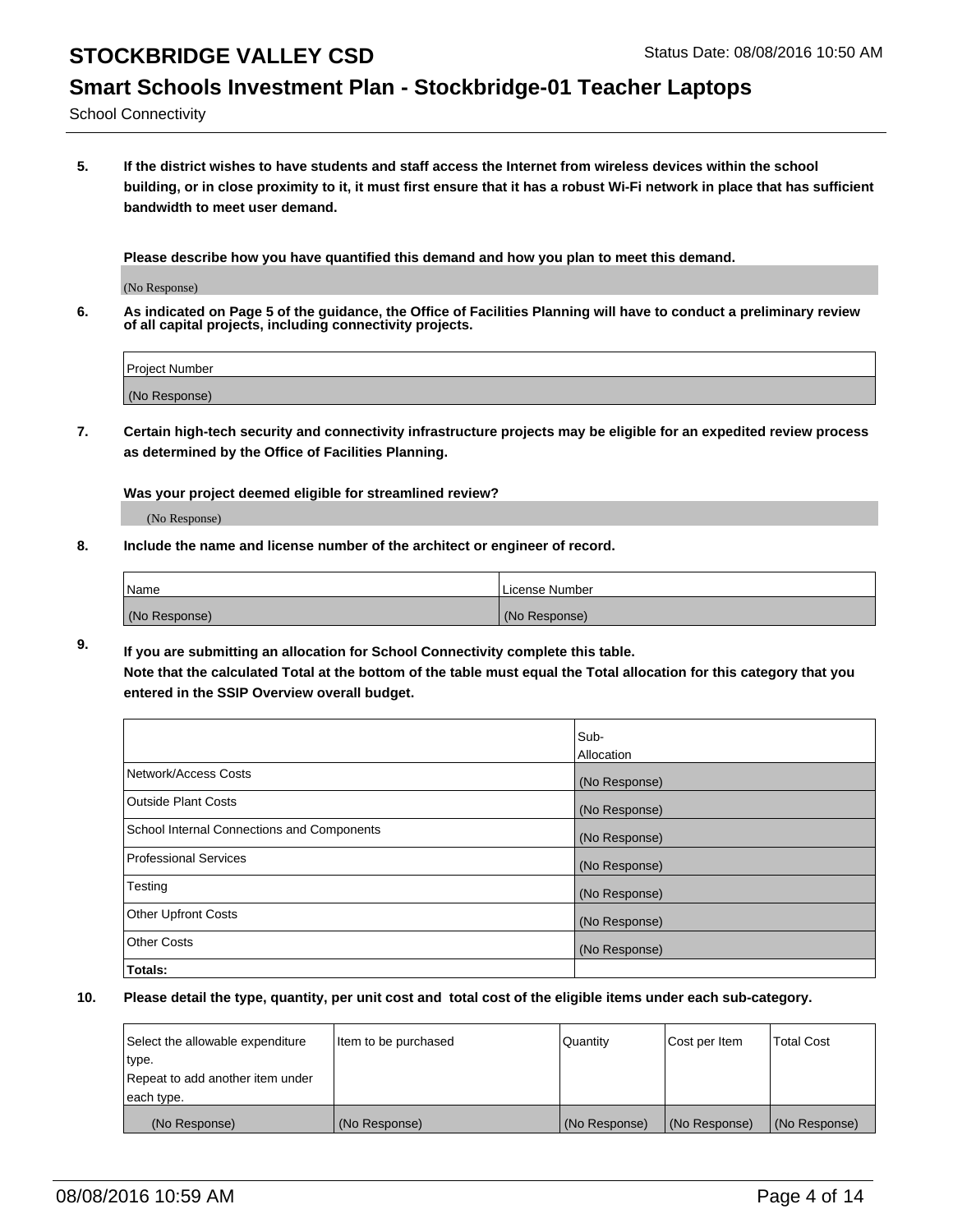## School Connectivity

5. **If the district wishes to have students and staff access the Internet from wireless devices within the school building, or in close proximity to it, it must first ensure that it has a robust Wi-Fi network in place that has sufficient bandwidth to meet user demand.**

**Please describe how you have quantified this demand and how you plan to meet this demand.**

(No Response)

6. **As indicated on Page 5 of the guidance, the Office of Facilities Planning will have to conduct a preliminary review of all capital projects, including connectivity projects.**

| Project Number |
| --- |
| (No Response) |

7. **Certain high-tech security and connectivity infrastructure projects may be eligible for an expedited review process as determined by the Office of Facilities Planning.**

**Was your project deemed eligible for streamlined review?**

(No Response)

8. **Include the name and license number of the architect or engineer of record.**

| Name | License Number |
| --- | --- |
| (No Response) | (No Response) |

9. **If you are submitting an allocation for School Connectivity complete this table. Note that the calculated Total at the bottom of the table must equal the Total allocation for this category that you entered in the SSIP Overview overall budget.**

| | Sub-Allocation |
| --- | --- |
| Network/Access Costs | (No Response) |
| Outside Plant Costs | (No Response) |
| School Internal Connections and Components | (No Response) |
| Professional Services | (No Response) |
| Testing | (No Response) |
| Other Upfront Costs | (No Response) |
| Other Costs | (No Response) |
| **Totals:** | |

10. **Please detail the type, quantity, per unit cost and total cost of the eligible items under each sub-category.**

| Select the allowable expenditure type. Repeat to add another item under each type. | Item to be purchased | Quantity | Cost per Item | Total Cost |
| --- | --- | --- | --- | --- |
| (No Response) | (No Response) | (No Response) | (No Response) | (No Response) |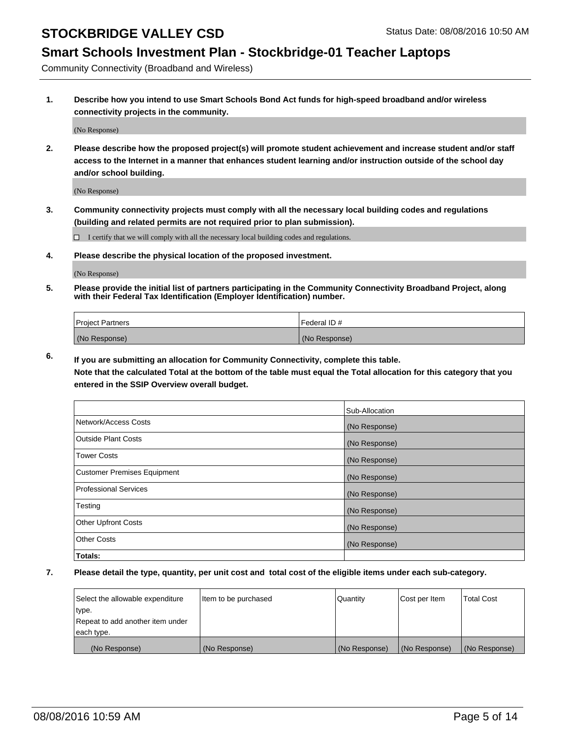# STOCKBRIDGE VALLEY CSD

Status Date: 08/08/2016 10:50 AM

## Smart Schools Investment Plan - Stockbridge-01 Teacher Laptops

Community Connectivity (Broadband and Wireless)

**1. Describe how you intend to use Smart Schools Bond Act funds for high-speed broadband and/or wireless connectivity projects in the community.**

(No Response)

**2. Please describe how the proposed project(s) will promote student achievement and increase student and/or staff access to the Internet in a manner that enhances student learning and/or instruction outside of the school day and/or school building.**

(No Response)

**3. Community connectivity projects must comply with all the necessary local building codes and regulations (building and related permits are not required prior to plan submission).**

☐ I certify that we will comply with all the necessary local building codes and regulations.

**4. Please describe the physical location of the proposed investment.**

(No Response)

**5. Please provide the initial list of partners participating in the Community Connectivity Broadband Project, along with their Federal Tax Identification (Employer Identification) number.**

| Project Partners | Federal ID # |
|---|---|
| (No Response) | (No Response) |

**6. If you are submitting an allocation for Community Connectivity, complete this table. Note that the calculated Total at the bottom of the table must equal the Total allocation for this category that you entered in the SSIP Overview overall budget.**

| | Sub-Allocation |
|---|---|
| Network/Access Costs | (No Response) |
| Outside Plant Costs | (No Response) |
| Tower Costs | (No Response) |
| Customer Premises Equipment | (No Response) |
| Professional Services | (No Response) |
| Testing | (No Response) |
| Other Upfront Costs | (No Response) |
| Other Costs | (No Response) |
| Totals: | |

**7. Please detail the type, quantity, per unit cost and total cost of the eligible items under each sub-category.**

| Select the allowable expenditure type. Repeat to add another item under each type. | Item to be purchased | Quantity | Cost per Item | Total Cost |
|---|---|---|---|---|
| (No Response) | (No Response) | (No Response) | (No Response) | (No Response) |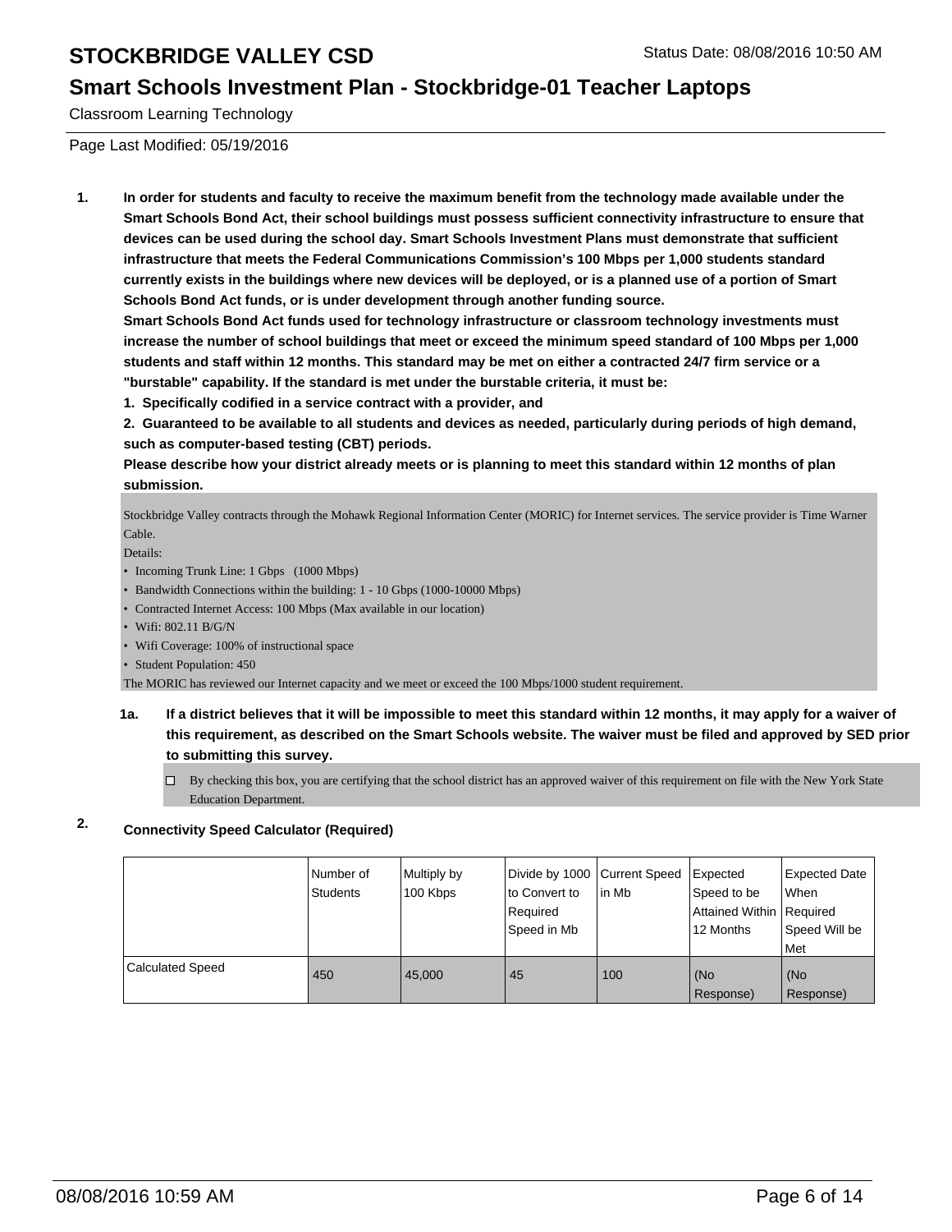# STOCKBRIDGE VALLEY CSD

Status Date: 08/08/2016 10:50 AM

## Smart Schools Investment Plan - Stockbridge-01 Teacher Laptops

Classroom Learning Technology

Page Last Modified: 05/19/2016

**1. In order for students and faculty to receive the maximum benefit from the technology made available under the Smart Schools Bond Act, their school buildings must possess sufficient connectivity infrastructure to ensure that devices can be used during the school day. Smart Schools Investment Plans must demonstrate that sufficient infrastructure that meets the Federal Communications Commission's 100 Mbps per 1,000 students standard currently exists in the buildings where new devices will be deployed, or is a planned use of a portion of Smart Schools Bond Act funds, or is under development through another funding source.**

**Smart Schools Bond Act funds used for technology infrastructure or classroom technology investments must increase the number of school buildings that meet or exceed the minimum speed standard of 100 Mbps per 1,000 students and staff within 12 months. This standard may be met on either a contracted 24/7 firm service or a "burstable" capability. If the standard is met under the burstable criteria, it must be:**

**1. Specifically codified in a service contract with a provider, and**

**2. Guaranteed to be available to all students and devices as needed, particularly during periods of high demand, such as computer-based testing (CBT) periods.**

**Please describe how your district already meets or is planning to meet this standard within 12 months of plan submission.**

Stockbridge Valley contracts through the Mohawk Regional Information Center (MORIC) for Internet services. The service provider is Time Warner Cable.

Details:

- Incoming Trunk Line: 1 Gbps (1000 Mbps)
- Bandwidth Connections within the building: 1 - 10 Gbps (1000-10000 Mbps)
- Contracted Internet Access: 100 Mbps (Max available in our location)
- Wifi: 802.11 B/G/N
- Wifi Coverage: 100% of instructional space
- Student Population: 450

The MORIC has reviewed our Internet capacity and we meet or exceed the 100 Mbps/1000 student requirement.

**1a. If a district believes that it will be impossible to meet this standard within 12 months, it may apply for a waiver of this requirement, as described on the Smart Schools website. The waiver must be filed and approved by SED prior to submitting this survey.**

☐ By checking this box, you are certifying that the school district has an approved waiver of this requirement on file with the New York State Education Department.

**2. Connectivity Speed Calculator (Required)**

| | Number of Students | Multiply by 100 Kbps | Divide by 1000 to Convert to Required Speed in Mb | Current Speed in Mb | Expected Speed to be Attained Within 12 Months | Expected Date When Required Speed Will be Met |
|---|---|---|---|---|---|---|
| Calculated Speed | 450 | 45,000 | 45 | 100 | (No Response) | (No Response) |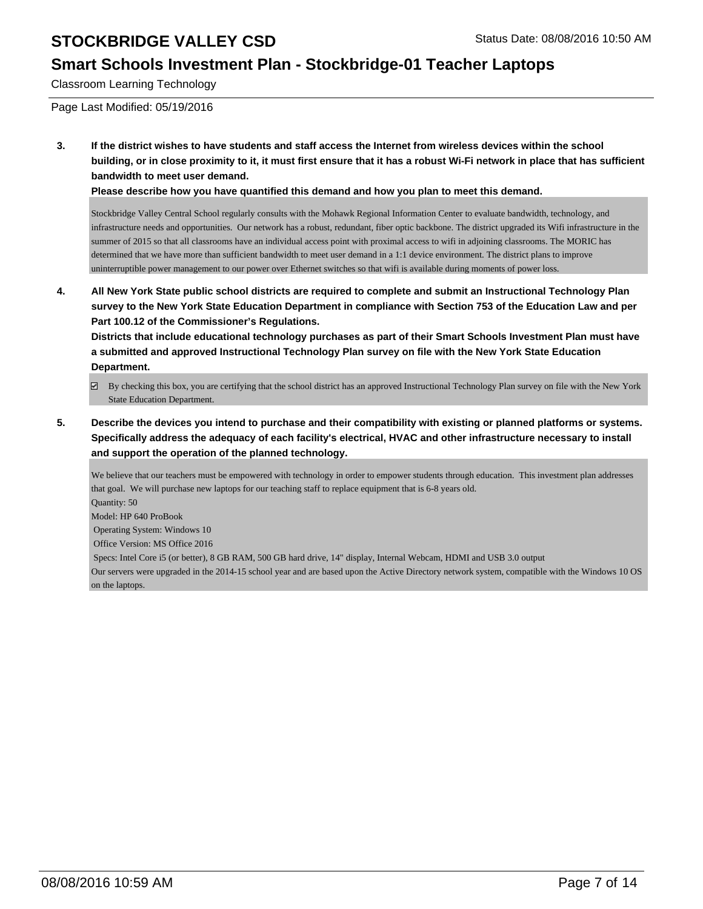# STOCKBRIDGE VALLEY CSD

Status Date: 08/08/2016 10:50 AM

## Smart Schools Investment Plan - Stockbridge-01 Teacher Laptops

Classroom Learning Technology

Page Last Modified: 05/19/2016

**3. If the district wishes to have students and staff access the Internet from wireless devices within the school building, or in close proximity to it, it must first ensure that it has a robust Wi-Fi network in place that has sufficient bandwidth to meet user demand.**

**Please describe how you have quantified this demand and how you plan to meet this demand.**

Stockbridge Valley Central School regularly consults with the Mohawk Regional Information Center to evaluate bandwidth, technology, and infrastructure needs and opportunities. Our network has a robust, redundant, fiber optic backbone. The district upgraded its Wifi infrastructure in the summer of 2015 so that all classrooms have an individual access point with proximal access to wifi in adjoining classrooms. The MORIC has determined that we have more than sufficient bandwidth to meet user demand in a 1:1 device environment. The district plans to improve uninterruptible power management to our power over Ethernet switches so that wifi is available during moments of power loss.

**4. All New York State public school districts are required to complete and submit an Instructional Technology Plan survey to the New York State Education Department in compliance with Section 753 of the Education Law and per Part 100.12 of the Commissioner's Regulations.**

**Districts that include educational technology purchases as part of their Smart Schools Investment Plan must have a submitted and approved Instructional Technology Plan survey on file with the New York State Education Department.**

☑ By checking this box, you are certifying that the school district has an approved Instructional Technology Plan survey on file with the New York State Education Department.

**5. Describe the devices you intend to purchase and their compatibility with existing or planned platforms or systems. Specifically address the adequacy of each facility's electrical, HVAC and other infrastructure necessary to install and support the operation of the planned technology.**

We believe that our teachers must be empowered with technology in order to empower students through education. This investment plan addresses that goal. We will purchase new laptops for our teaching staff to replace equipment that is 6-8 years old.

Quantity: 50

Model: HP 640 ProBook

Operating System: Windows 10

Office Version: MS Office 2016

Specs: Intel Core i5 (or better), 8 GB RAM, 500 GB hard drive, 14" display, Internal Webcam, HDMI and USB 3.0 output

Our servers were upgraded in the 2014-15 school year and are based upon the Active Directory network system, compatible with the Windows 10 OS on the laptops.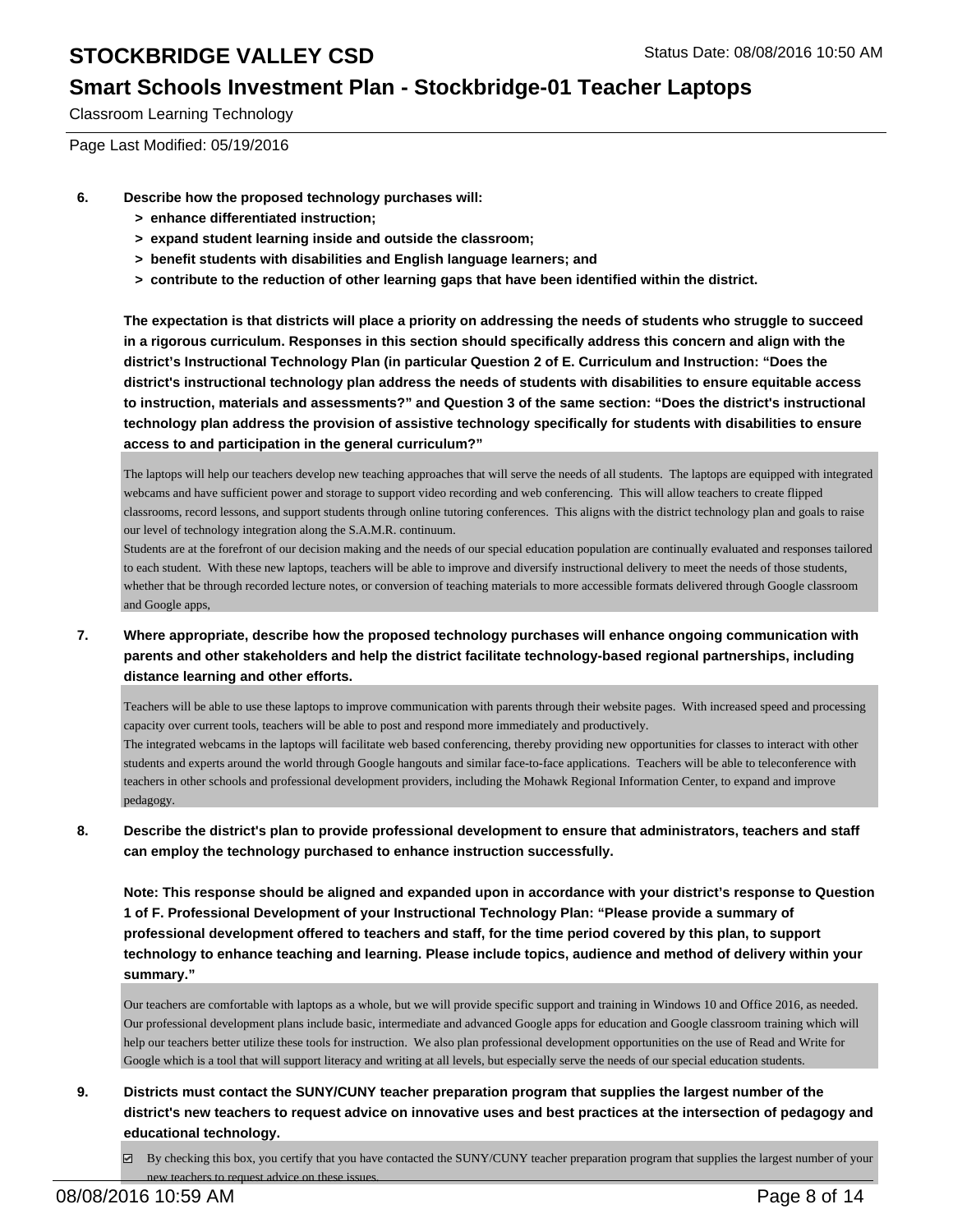6. **Describe how the proposed technology purchases will:**
   - **> enhance differentiated instruction;**
   - **> expand student learning inside and outside the classroom;**
   - **> benefit students with disabilities and English language learners; and**
   - **> contribute to the reduction of other learning gaps that have been identified within the district.**

   **The expectation is that districts will place a priority on addressing the needs of students who struggle to succeed in a rigorous curriculum. Responses in this section should specifically address this concern and align with the district's Instructional Technology Plan (in particular Question 2 of E. Curriculum and Instruction: "Does the district's instructional technology plan address the needs of students with disabilities to ensure equitable access to instruction, materials and assessments?" and Question 3 of the same section: "Does the district's instructional technology plan address the provision of assistive technology specifically for students with disabilities to ensure access to and participation in the general curriculum?"**

   The laptops will help our teachers develop new teaching approaches that will serve the needs of all students. The laptops are equipped with integrated webcams and have sufficient power and storage to support video recording and web conferencing. This will allow teachers to create flipped classrooms, record lessons, and support students through online tutoring conferences. This aligns with the district technology plan and goals to raise our level of technology integration along the S.A.M.R. continuum.
   Students are at the forefront of our decision making and the needs of our special education population are continually evaluated and responses tailored to each student. With these new laptops, teachers will be able to improve and diversify instructional delivery to meet the needs of those students, whether that be through recorded lecture notes, or conversion of teaching materials to more accessible formats delivered through Google classroom and Google apps,

7. **Where appropriate, describe how the proposed technology purchases will enhance ongoing communication with parents and other stakeholders and help the district facilitate technology-based regional partnerships, including distance learning and other efforts.**

   Teachers will be able to use these laptops to improve communication with parents through their website pages. With increased speed and processing capacity over current tools, teachers will be able to post and respond more immediately and productively.
   The integrated webcams in the laptops will facilitate web based conferencing, thereby providing new opportunities for classes to interact with other students and experts around the world through Google hangouts and similar face-to-face applications. Teachers will be able to teleconference with teachers in other schools and professional development providers, including the Mohawk Regional Information Center, to expand and improve pedagogy.

8. **Describe the district's plan to provide professional development to ensure that administrators, teachers and staff can employ the technology purchased to enhance instruction successfully.**

   **Note: This response should be aligned and expanded upon in accordance with your district's response to Question 1 of F. Professional Development of your Instructional Technology Plan: "Please provide a summary of professional development offered to teachers and staff, for the time period covered by this plan, to support technology to enhance teaching and learning. Please include topics, audience and method of delivery within your summary."**

   Our teachers are comfortable with laptops as a whole, but we will provide specific support and training in Windows 10 and Office 2016, as needed. Our professional development plans include basic, intermediate and advanced Google apps for education and Google classroom training which will help our teachers better utilize these tools for instruction. We also plan professional development opportunities on the use of Read and Write for Google which is a tool that will support literacy and writing at all levels, but especially serve the needs of our special education students.

9. **Districts must contact the SUNY/CUNY teacher preparation program that supplies the largest number of the district's new teachers to request advice on innovative uses and best practices at the intersection of pedagogy and educational technology.**

   ☑ By checking this box, you certify that you have contacted the SUNY/CUNY teacher preparation program that supplies the largest number of your new teachers to request advice on these issues.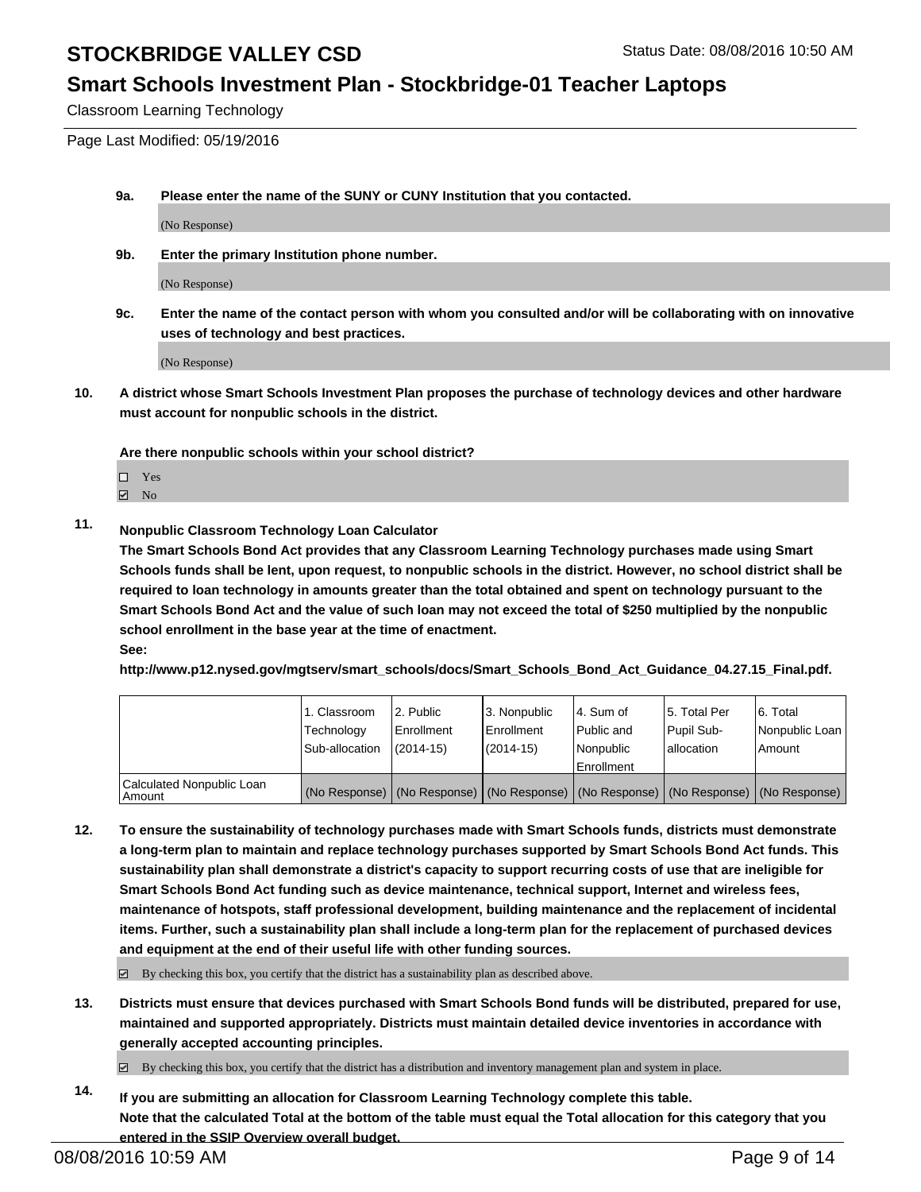**9a. Please enter the name of the SUNY or CUNY Institution that you contacted.**

(No Response)

**9b. Enter the primary Institution phone number.**

(No Response)

**9c. Enter the name of the contact person with whom you consulted and/or will be collaborating with on innovative uses of technology and best practices.**

(No Response)

**10. A district whose Smart Schools Investment Plan proposes the purchase of technology devices and other hardware must account for nonpublic schools in the district.**

**Are there nonpublic schools within your school district?**

- ☐ Yes
- ☑ No

**11. Nonpublic Classroom Technology Loan Calculator**

**The Smart Schools Bond Act provides that any Classroom Learning Technology purchases made using Smart Schools funds shall be lent, upon request, to nonpublic schools in the district. However, no school district shall be required to loan technology in amounts greater than the total obtained and spent on technology pursuant to the Smart Schools Bond Act and the value of such loan may not exceed the total of $250 multiplied by the nonpublic school enrollment in the base year at the time of enactment.**

**See:**

**http://www.p12.nysed.gov/mgtserv/smart_schools/docs/Smart_Schools_Bond_Act_Guidance_04.27.15_Final.pdf.**

| | 1. Classroom Technology Sub-allocation | 2. Public Enrollment (2014-15) | 3. Nonpublic Enrollment (2014-15) | 4. Sum of Public and Nonpublic Enrollment | 5. Total Per Pupil Sub-allocation | 6. Total Nonpublic Loan Amount |
|---|---|---|---|---|---|---|
| Calculated Nonpublic Loan Amount | (No Response) | (No Response) | (No Response) | (No Response) | (No Response) | (No Response) |

**12. To ensure the sustainability of technology purchases made with Smart Schools funds, districts must demonstrate a long-term plan to maintain and replace technology purchases supported by Smart Schools Bond Act funds. This sustainability plan shall demonstrate a district's capacity to support recurring costs of use that are ineligible for Smart Schools Bond Act funding such as device maintenance, technical support, Internet and wireless fees, maintenance of hotspots, staff professional development, building maintenance and the replacement of incidental items. Further, such a sustainability plan shall include a long-term plan for the replacement of purchased devices and equipment at the end of their useful life with other funding sources.**

☑ By checking this box, you certify that the district has a sustainability plan as described above.

**13. Districts must ensure that devices purchased with Smart Schools Bond funds will be distributed, prepared for use, maintained and supported appropriately. Districts must maintain detailed device inventories in accordance with generally accepted accounting principles.**

☑ By checking this box, you certify that the district has a distribution and inventory management plan and system in place.

**14. If you are submitting an allocation for Classroom Learning Technology complete this table. Note that the calculated Total at the bottom of the table must equal the Total allocation for this category that you entered in the SSIP Overview overall budget.**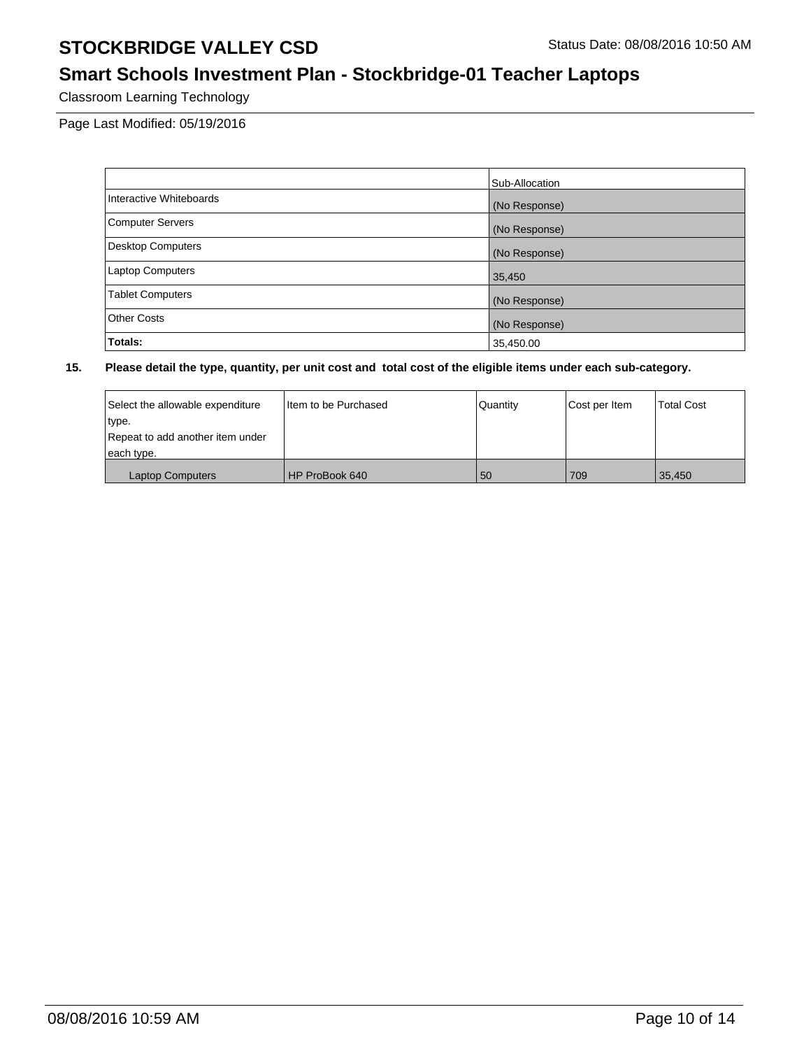|  | Sub-Allocation |
| --- | --- |
| Interactive Whiteboards | (No Response) |
| Computer Servers | (No Response) |
| Desktop Computers | (No Response) |
| Laptop Computers | 35,450 |
| Tablet Computers | (No Response) |
| Other Costs | (No Response) |
| **Totals:** | 35,450.00 |

**15. Please detail the type, quantity, per unit cost and total cost of the eligible items under each sub-category.**

| Select the allowable expenditure type. Repeat to add another item under each type. | Item to be Purchased | Quantity | Cost per Item | Total Cost |
| --- | --- | --- | --- | --- |
| Laptop Computers | HP ProBook 640 | 50 | 709 | 35,450 |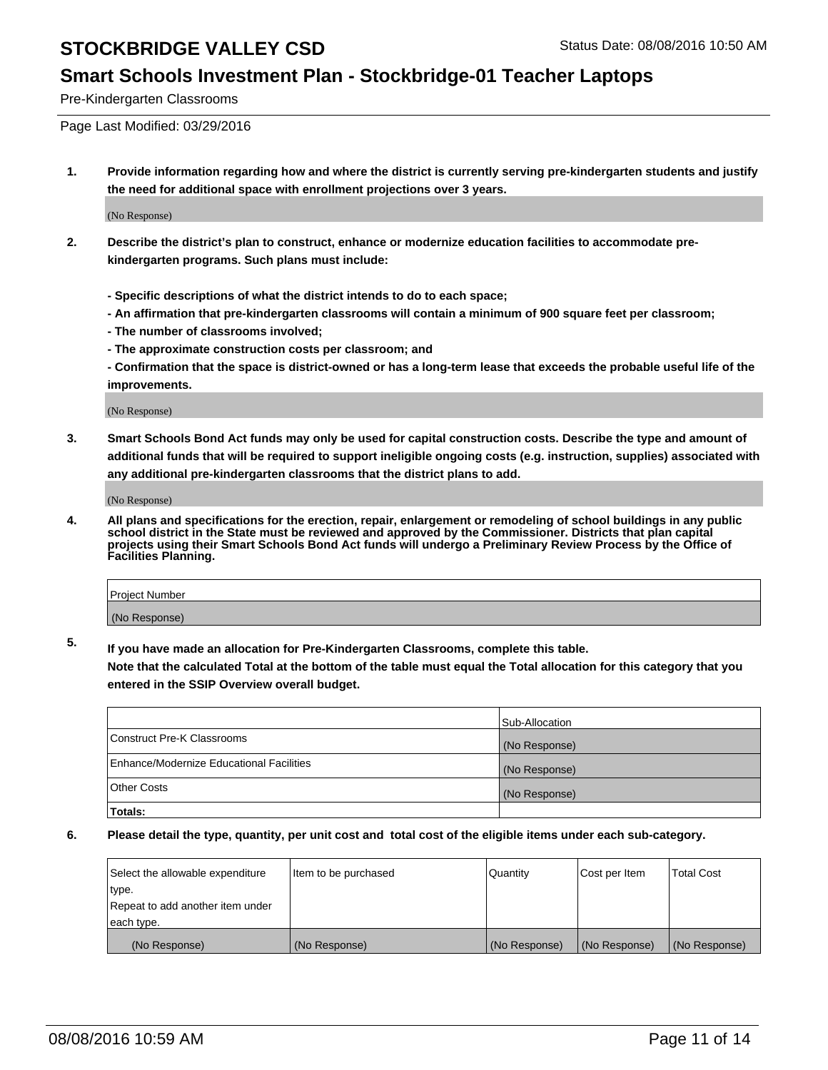## Pre-Kindergarten Classrooms

Page Last Modified: 03/29/2016

**1. Provide information regarding how and where the district is currently serving pre-kindergarten students and justify the need for additional space with enrollment projections over 3 years.**

(No Response)

**2. Describe the district's plan to construct, enhance or modernize education facilities to accommodate pre-kindergarten programs. Such plans must include:**

**- Specific descriptions of what the district intends to do to each space;**
**- An affirmation that pre-kindergarten classrooms will contain a minimum of 900 square feet per classroom;**
**- The number of classrooms involved;**
**- The approximate construction costs per classroom; and**
**- Confirmation that the space is district-owned or has a long-term lease that exceeds the probable useful life of the improvements.**

(No Response)

**3. Smart Schools Bond Act funds may only be used for capital construction costs. Describe the type and amount of additional funds that will be required to support ineligible ongoing costs (e.g. instruction, supplies) associated with any additional pre-kindergarten classrooms that the district plans to add.**

(No Response)

**4. All plans and specifications for the erection, repair, enlargement or remodeling of school buildings in any public school district in the State must be reviewed and approved by the Commissioner. Districts that plan capital projects using their Smart Schools Bond Act funds will undergo a Preliminary Review Process by the Office of Facilities Planning.**

| Project Number |
|---|
| (No Response) |

**5. If you have made an allocation for Pre-Kindergarten Classrooms, complete this table.**
**Note that the calculated Total at the bottom of the table must equal the Total allocation for this category that you entered in the SSIP Overview overall budget.**

| | Sub-Allocation |
|---|---|
| Construct Pre-K Classrooms | (No Response) |
| Enhance/Modernize Educational Facilities | (No Response) |
| Other Costs | (No Response) |
| **Totals:** | |

**6. Please detail the type, quantity, per unit cost and total cost of the eligible items under each sub-category.**

| Select the allowable expenditure type. Repeat to add another item under each type. | Item to be purchased | Quantity | Cost per Item | Total Cost |
|---|---|---|---|---|
| (No Response) | (No Response) | (No Response) | (No Response) | (No Response) |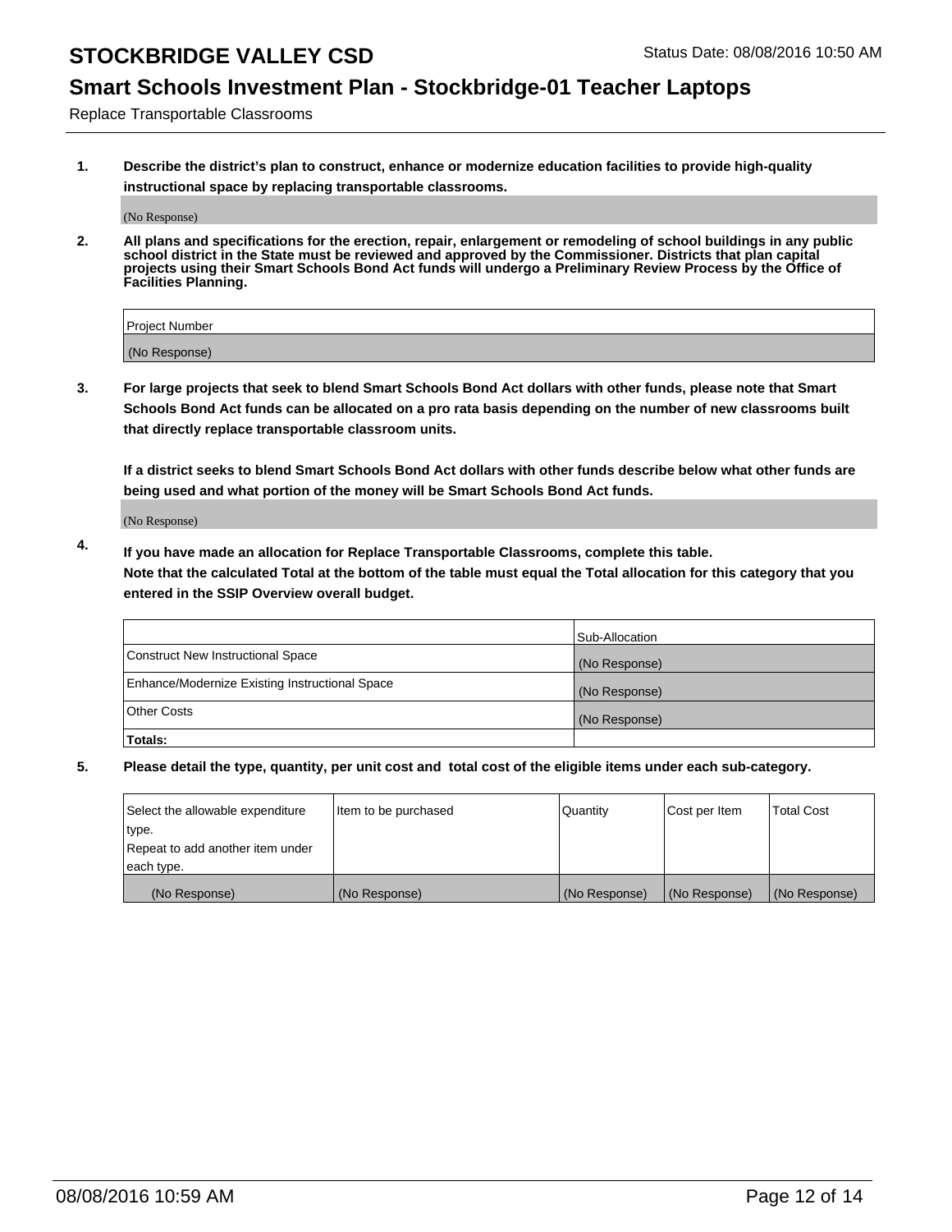Replace Transportable Classrooms

1. **Describe the district's plan to construct, enhance or modernize education facilities to provide high-quality instructional space by replacing transportable classrooms.**

(No Response)

2. **All plans and specifications for the erection, repair, enlargement or remodeling of school buildings in any public school district in the State must be reviewed and approved by the Commissioner. Districts that plan capital projects using their Smart Schools Bond Act funds will undergo a Preliminary Review Process by the Office of Facilities Planning.**

| Project Number |
| --- |
| (No Response) |

3. **For large projects that seek to blend Smart Schools Bond Act dollars with other funds, please note that Smart Schools Bond Act funds can be allocated on a pro rata basis depending on the number of new classrooms built that directly replace transportable classroom units.**

**If a district seeks to blend Smart Schools Bond Act dollars with other funds describe below what other funds are being used and what portion of the money will be Smart Schools Bond Act funds.**

(No Response)

4. **If you have made an allocation for Replace Transportable Classrooms, complete this table. Note that the calculated Total at the bottom of the table must equal the Total allocation for this category that you entered in the SSIP Overview overall budget.**

| | Sub-Allocation |
| --- | --- |
| Construct New Instructional Space | (No Response) |
| Enhance/Modernize Existing Instructional Space | (No Response) |
| Other Costs | (No Response) |
| **Totals:** | |

5. **Please detail the type, quantity, per unit cost and total cost of the eligible items under each sub-category.**

| Select the allowable expenditure type. Repeat to add another item under each type. | Item to be purchased | Quantity | Cost per Item | Total Cost |
| --- | --- | --- | --- | --- |
| (No Response) | (No Response) | (No Response) | (No Response) | (No Response) |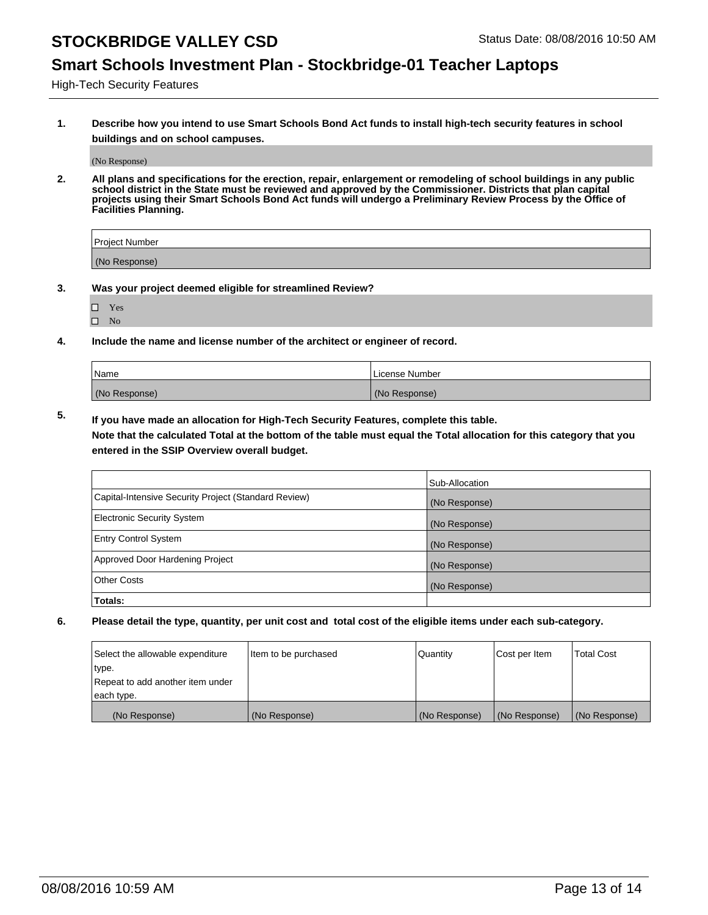# STOCKBRIDGE VALLEY CSD

Status Date: 08/08/2016 10:50 AM

## Smart Schools Investment Plan - Stockbridge-01 Teacher Laptops

High-Tech Security Features

**1. Describe how you intend to use Smart Schools Bond Act funds to install high-tech security features in school buildings and on school campuses.**

(No Response)

**2. All plans and specifications for the erection, repair, enlargement or remodeling of school buildings in any public school district in the State must be reviewed and approved by the Commissioner. Districts that plan capital projects using their Smart Schools Bond Act funds will undergo a Preliminary Review Process by the Office of Facilities Planning.**

| Project Number |
| --- |
| (No Response) |

**3. Was your project deemed eligible for streamlined Review?**

- ☐ Yes
- ☐ No

**4. Include the name and license number of the architect or engineer of record.**

| Name | License Number |
| --- | --- |
| (No Response) | (No Response) |

**5. If you have made an allocation for High-Tech Security Features, complete this table.**
**Note that the calculated Total at the bottom of the table must equal the Total allocation for this category that you entered in the SSIP Overview overall budget.**

| | Sub-Allocation |
| --- | --- |
| Capital-Intensive Security Project (Standard Review) | (No Response) |
| Electronic Security System | (No Response) |
| Entry Control System | (No Response) |
| Approved Door Hardening Project | (No Response) |
| Other Costs | (No Response) |
| **Totals:** | |

**6. Please detail the type, quantity, per unit cost and total cost of the eligible items under each sub-category.**

| Select the allowable expenditure type. Repeat to add another item under each type. | Item to be purchased | Quantity | Cost per Item | Total Cost |
| --- | --- | --- | --- | --- |
| (No Response) | (No Response) | (No Response) | (No Response) | (No Response) |